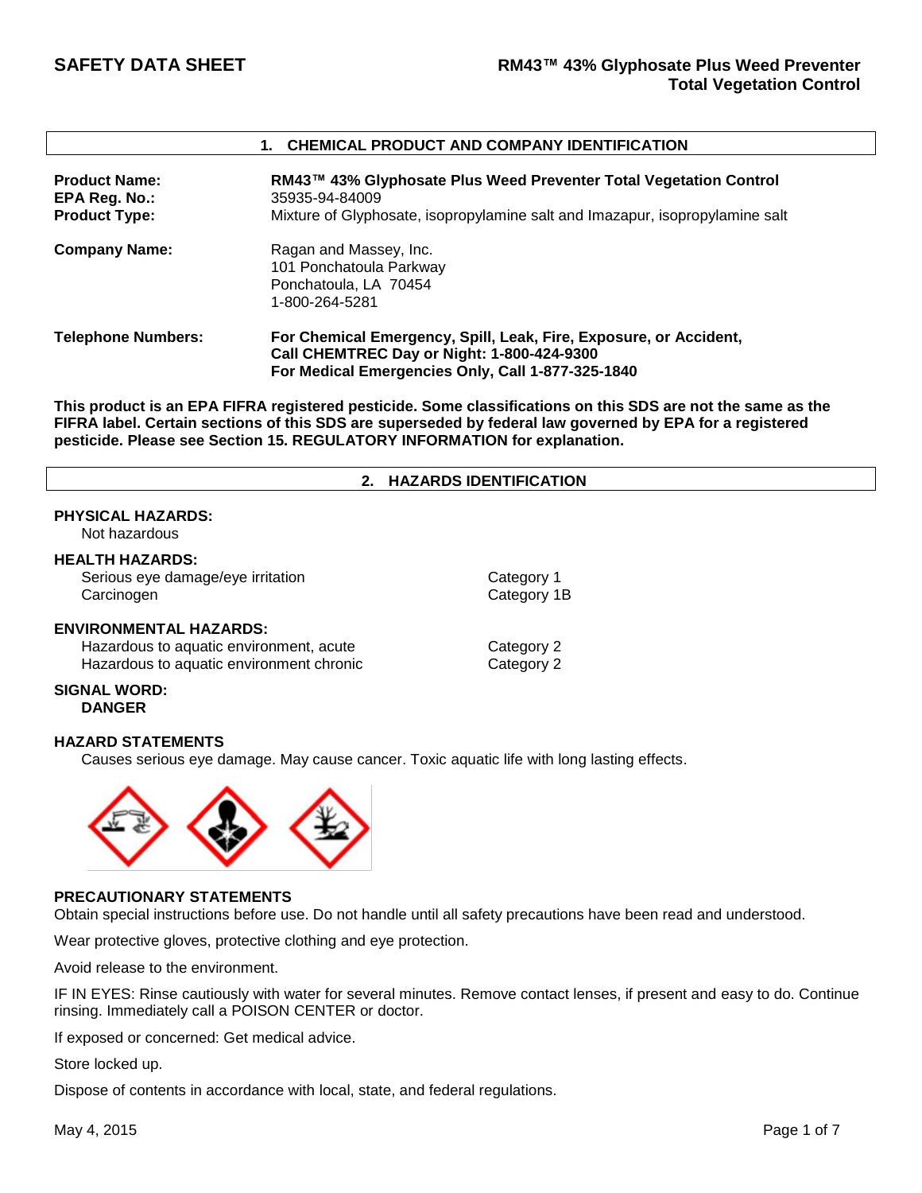# SAFETY DATA SHEET

**RM43™ 43% Glyphosate Plus Weed Preventer Total Vegetation Control**

## 1. CHEMICAL PRODUCT AND COMPANY IDENTIFICATION

**Product Name:** **RM43™ 43% Glyphosate Plus Weed Preventer Total Vegetation Control**
**EPA Reg. No.:** 35935-94-84009
**Product Type:** Mixture of Glyphosate, isopropylamine salt and Imazapur, isopropylamine salt

**Company Name:** Ragan and Massey, Inc.
101 Ponchatoula Parkway
Ponchatoula, LA 70454
1-800-264-5281

**Telephone Numbers:** **For Chemical Emergency, Spill, Leak, Fire, Exposure, or Accident, Call CHEMTREC Day or Night: 1-800-424-9300**
**For Medical Emergencies Only, Call 1-877-325-1840**

**This product is an EPA FIFRA registered pesticide. Some classifications on this SDS are not the same as the FIFRA label. Certain sections of this SDS are superseded by federal law governed by EPA for a registered pesticide. Please see Section 15. REGULATORY INFORMATION for explanation.**

## 2. HAZARDS IDENTIFICATION

**PHYSICAL HAZARDS:**
Not hazardous

**HEALTH HAZARDS:**

| | |
|---|---|
| Serious eye damage/eye irritation | Category 1 |
| Carcinogen | Category 1B |

**ENVIRONMENTAL HAZARDS:**

| | |
|---|---|
| Hazardous to aquatic environment, acute | Category 2 |
| Hazardous to aquatic environment chronic | Category 2 |

**SIGNAL WORD:**
**DANGER**

**HAZARD STATEMENTS**
Causes serious eye damage. May cause cancer. Toxic aquatic life with long lasting effects.

**PRECAUTIONARY STATEMENTS**

Obtain special instructions before use. Do not handle until all safety precautions have been read and understood.

Wear protective gloves, protective clothing and eye protection.

Avoid release to the environment.

IF IN EYES: Rinse cautiously with water for several minutes. Remove contact lenses, if present and easy to do. Continue rinsing. Immediately call a POISON CENTER or doctor.

If exposed or concerned: Get medical advice.

Store locked up.

Dispose of contents in accordance with local, state, and federal regulations.

May 4, 2015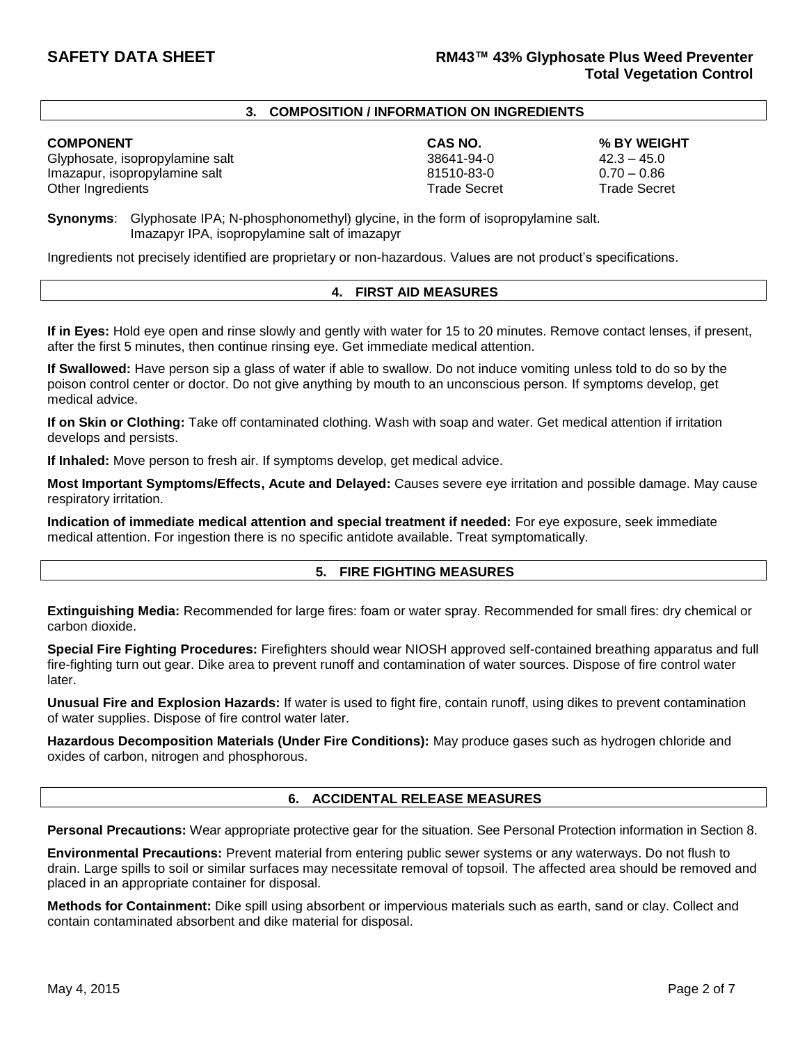## 3. COMPOSITION / INFORMATION ON INGREDIENTS

| COMPONENT | CAS NO. | % BY WEIGHT |
|---|---|---|
| Glyphosate, isopropylamine salt | 38641-94-0 | 42.3 – 45.0 |
| Imazapur, isopropylamine salt | 81510-83-0 | 0.70 – 0.86 |
| Other Ingredients | Trade Secret | Trade Secret |

**Synonyms**: Glyphosate IPA; N-phosphonomethyl) glycine, in the form of isopropylamine salt.
Imazapyr IPA, isopropylamine salt of imazapyr

Ingredients not precisely identified are proprietary or non-hazardous. Values are not product's specifications.

## 4. FIRST AID MEASURES

**If in Eyes:** Hold eye open and rinse slowly and gently with water for 15 to 20 minutes. Remove contact lenses, if present, after the first 5 minutes, then continue rinsing eye. Get immediate medical attention.

**If Swallowed:** Have person sip a glass of water if able to swallow. Do not induce vomiting unless told to do so by the poison control center or doctor. Do not give anything by mouth to an unconscious person. If symptoms develop, get medical advice.

**If on Skin or Clothing:** Take off contaminated clothing. Wash with soap and water. Get medical attention if irritation develops and persists.

**If Inhaled:** Move person to fresh air. If symptoms develop, get medical advice.

**Most Important Symptoms/Effects, Acute and Delayed:** Causes severe eye irritation and possible damage. May cause respiratory irritation.

**Indication of immediate medical attention and special treatment if needed:** For eye exposure, seek immediate medical attention. For ingestion there is no specific antidote available. Treat symptomatically.

## 5. FIRE FIGHTING MEASURES

**Extinguishing Media:** Recommended for large fires: foam or water spray. Recommended for small fires: dry chemical or carbon dioxide.

**Special Fire Fighting Procedures:** Firefighters should wear NIOSH approved self-contained breathing apparatus and full fire-fighting turn out gear. Dike area to prevent runoff and contamination of water sources. Dispose of fire control water later.

**Unusual Fire and Explosion Hazards:** If water is used to fight fire, contain runoff, using dikes to prevent contamination of water supplies. Dispose of fire control water later.

**Hazardous Decomposition Materials (Under Fire Conditions):** May produce gases such as hydrogen chloride and oxides of carbon, nitrogen and phosphorous.

## 6. ACCIDENTAL RELEASE MEASURES

**Personal Precautions:** Wear appropriate protective gear for the situation. See Personal Protection information in Section 8.

**Environmental Precautions:** Prevent material from entering public sewer systems or any waterways. Do not flush to drain. Large spills to soil or similar surfaces may necessitate removal of topsoil. The affected area should be removed and placed in an appropriate container for disposal.

**Methods for Containment:** Dike spill using absorbent or impervious materials such as earth, sand or clay. Collect and contain contaminated absorbent and dike material for disposal.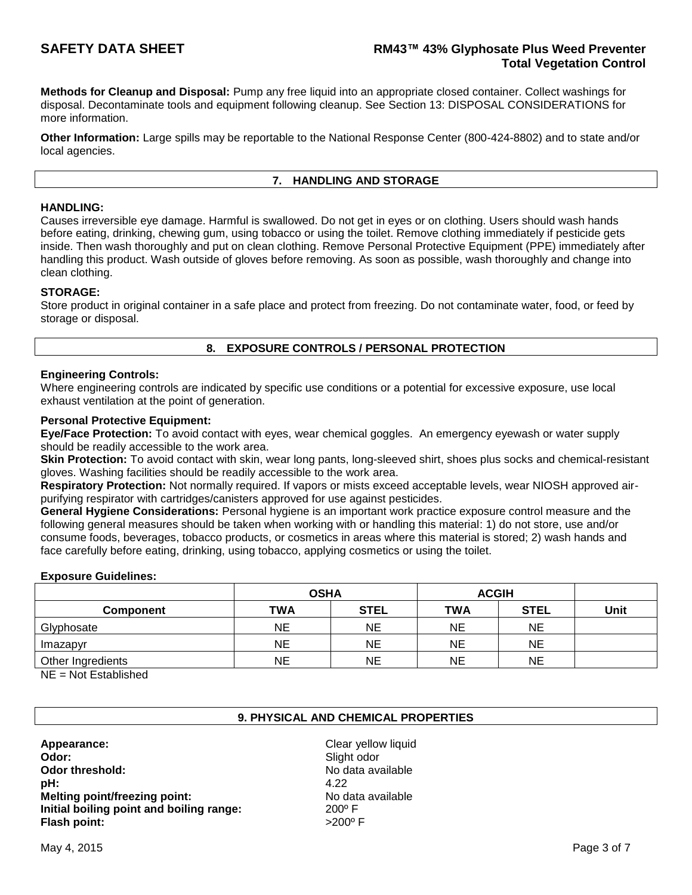**Methods for Cleanup and Disposal:** Pump any free liquid into an appropriate closed container. Collect washings for disposal. Decontaminate tools and equipment following cleanup. See Section 13: DISPOSAL CONSIDERATIONS for more information.

**Other Information:** Large spills may be reportable to the National Response Center (800-424-8802) and to state and/or local agencies.

## 7. HANDLING AND STORAGE

**HANDLING:**
Causes irreversible eye damage. Harmful is swallowed. Do not get in eyes or on clothing. Users should wash hands before eating, drinking, chewing gum, using tobacco or using the toilet. Remove clothing immediately if pesticide gets inside. Then wash thoroughly and put on clean clothing. Remove Personal Protective Equipment (PPE) immediately after handling this product. Wash outside of gloves before removing. As soon as possible, wash thoroughly and change into clean clothing.

**STORAGE:**
Store product in original container in a safe place and protect from freezing. Do not contaminate water, food, or feed by storage or disposal.

## 8. EXPOSURE CONTROLS / PERSONAL PROTECTION

**Engineering Controls:**
Where engineering controls are indicated by specific use conditions or a potential for excessive exposure, use local exhaust ventilation at the point of generation.

**Personal Protective Equipment:**
**Eye/Face Protection:** To avoid contact with eyes, wear chemical goggles. An emergency eyewash or water supply should be readily accessible to the work area.
**Skin Protection:** To avoid contact with skin, wear long pants, long-sleeved shirt, shoes plus socks and chemical-resistant gloves. Washing facilities should be readily accessible to the work area.
**Respiratory Protection:** Not normally required. If vapors or mists exceed acceptable levels, wear NIOSH approved air-purifying respirator with cartridges/canisters approved for use against pesticides.
**General Hygiene Considerations:** Personal hygiene is an important work practice exposure control measure and the following general measures should be taken when working with or handling this material: 1) do not store, use and/or consume foods, beverages, tobacco products, or cosmetics in areas where this material is stored; 2) wash hands and face carefully before eating, drinking, using tobacco, applying cosmetics or using the toilet.

**Exposure Guidelines:**

| | OSHA | | ACGIH | | |
|---|---|---|---|---|---|
| **Component** | **TWA** | **STEL** | **TWA** | **STEL** | **Unit** |
| Glyphosate | NE | NE | NE | NE | |
| Imazapyr | NE | NE | NE | NE | |
| Other Ingredients | NE | NE | NE | NE | |

NE = Not Established

## 9. PHYSICAL AND CHEMICAL PROPERTIES

**Appearance:** Clear yellow liquid
**Odor:** Slight odor
**Odor threshold:** No data available
**pH:** 4.22
**Melting point/freezing point:** No data available
**Initial boiling point and boiling range:** 200º F
**Flash point:** >200º F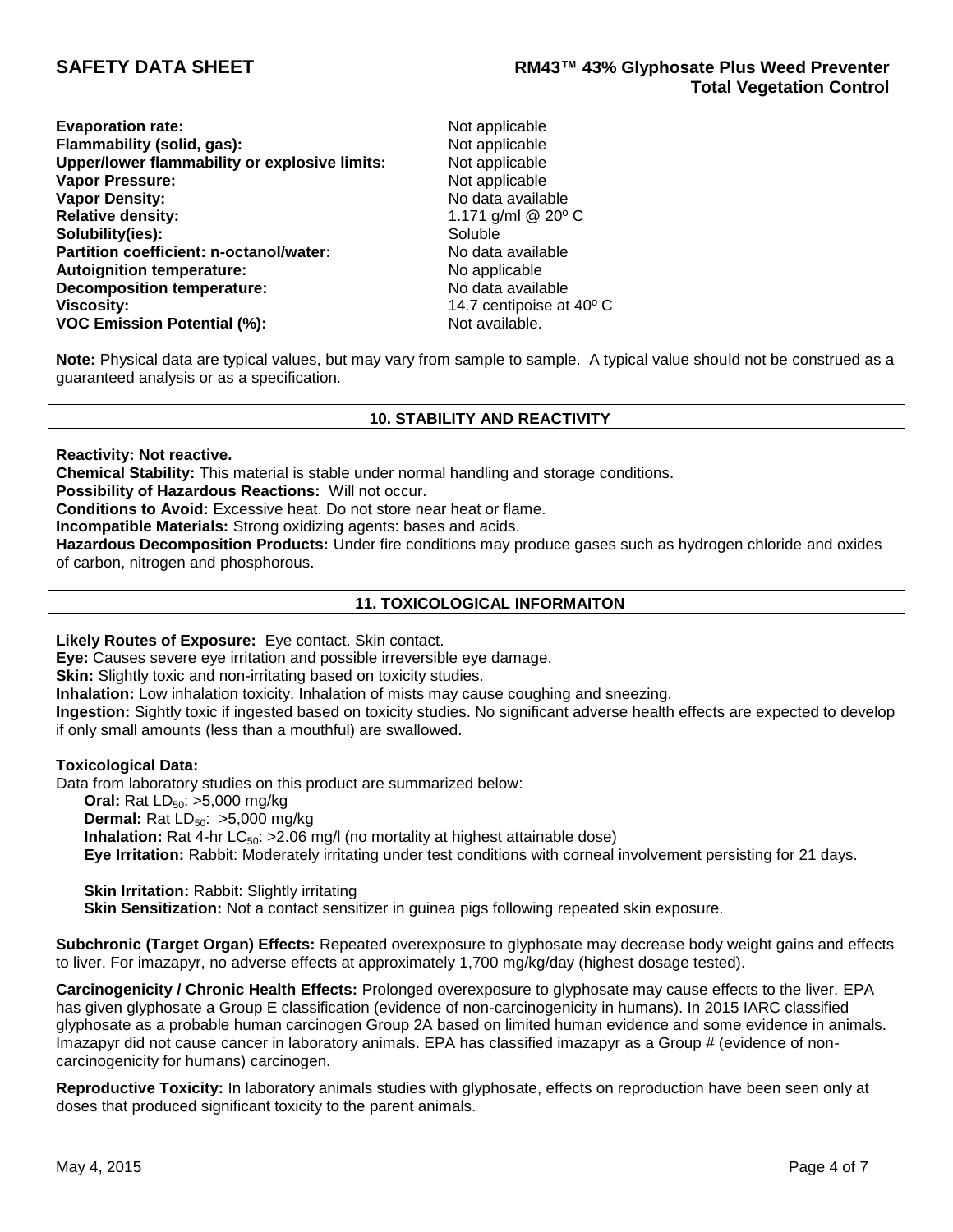| | |
|---|---|
| **Evaporation rate:** | Not applicable |
| **Flammability (solid, gas):** | Not applicable |
| **Upper/lower flammability or explosive limits:** | Not applicable |
| **Vapor Pressure:** | Not applicable |
| **Vapor Density:** | No data available |
| **Relative density:** | 1.171 g/ml @ 20º C |
| **Solubility(ies):** | Soluble |
| **Partition coefficient: n-octanol/water:** | No data available |
| **Autoignition temperature:** | No applicable |
| **Decomposition temperature:** | No data available |
| **Viscosity:** | 14.7 centipoise at 40º C |
| **VOC Emission Potential (%):** | Not available. |

**Note:** Physical data are typical values, but may vary from sample to sample. A typical value should not be construed as a guaranteed analysis or as a specification.

## 10. STABILITY AND REACTIVITY

**Reactivity: Not reactive.**

**Chemical Stability:** This material is stable under normal handling and storage conditions.

**Possibility of Hazardous Reactions:** Will not occur.

**Conditions to Avoid:** Excessive heat. Do not store near heat or flame.

**Incompatible Materials:** Strong oxidizing agents: bases and acids.

**Hazardous Decomposition Products:** Under fire conditions may produce gases such as hydrogen chloride and oxides of carbon, nitrogen and phosphorous.

## 11. TOXICOLOGICAL INFORMAITON

**Likely Routes of Exposure:** Eye contact. Skin contact.

**Eye:** Causes severe eye irritation and possible irreversible eye damage.

**Skin:** Slightly toxic and non-irritating based on toxicity studies.

**Inhalation:** Low inhalation toxicity. Inhalation of mists may cause coughing and sneezing.

**Ingestion:** Sightly toxic if ingested based on toxicity studies. No significant adverse health effects are expected to develop if only small amounts (less than a mouthful) are swallowed.

**Toxicological Data:**

Data from laboratory studies on this product are summarized below:

**Oral:** Rat $LD_{50}$: >5,000 mg/kg

**Dermal:** Rat $LD_{50}$: >5,000 mg/kg

**Inhalation:** Rat 4-hr $LC_{50}$: >2.06 mg/l (no mortality at highest attainable dose)

**Eye Irritation:** Rabbit: Moderately irritating under test conditions with corneal involvement persisting for 21 days.

**Skin Irritation:** Rabbit: Slightly irritating

**Skin Sensitization:** Not a contact sensitizer in guinea pigs following repeated skin exposure.

**Subchronic (Target Organ) Effects:** Repeated overexposure to glyphosate may decrease body weight gains and effects to liver. For imazapyr, no adverse effects at approximately 1,700 mg/kg/day (highest dosage tested).

**Carcinogenicity / Chronic Health Effects:** Prolonged overexposure to glyphosate may cause effects to the liver. EPA has given glyphosate a Group E classification (evidence of non-carcinogenicity in humans). In 2015 IARC classified glyphosate as a probable human carcinogen Group 2A based on limited human evidence and some evidence in animals. Imazapyr did not cause cancer in laboratory animals. EPA has classified imazapyr as a Group # (evidence of non-carcinogenicity for humans) carcinogen.

**Reproductive Toxicity:** In laboratory animals studies with glyphosate, effects on reproduction have been seen only at doses that produced significant toxicity to the parent animals.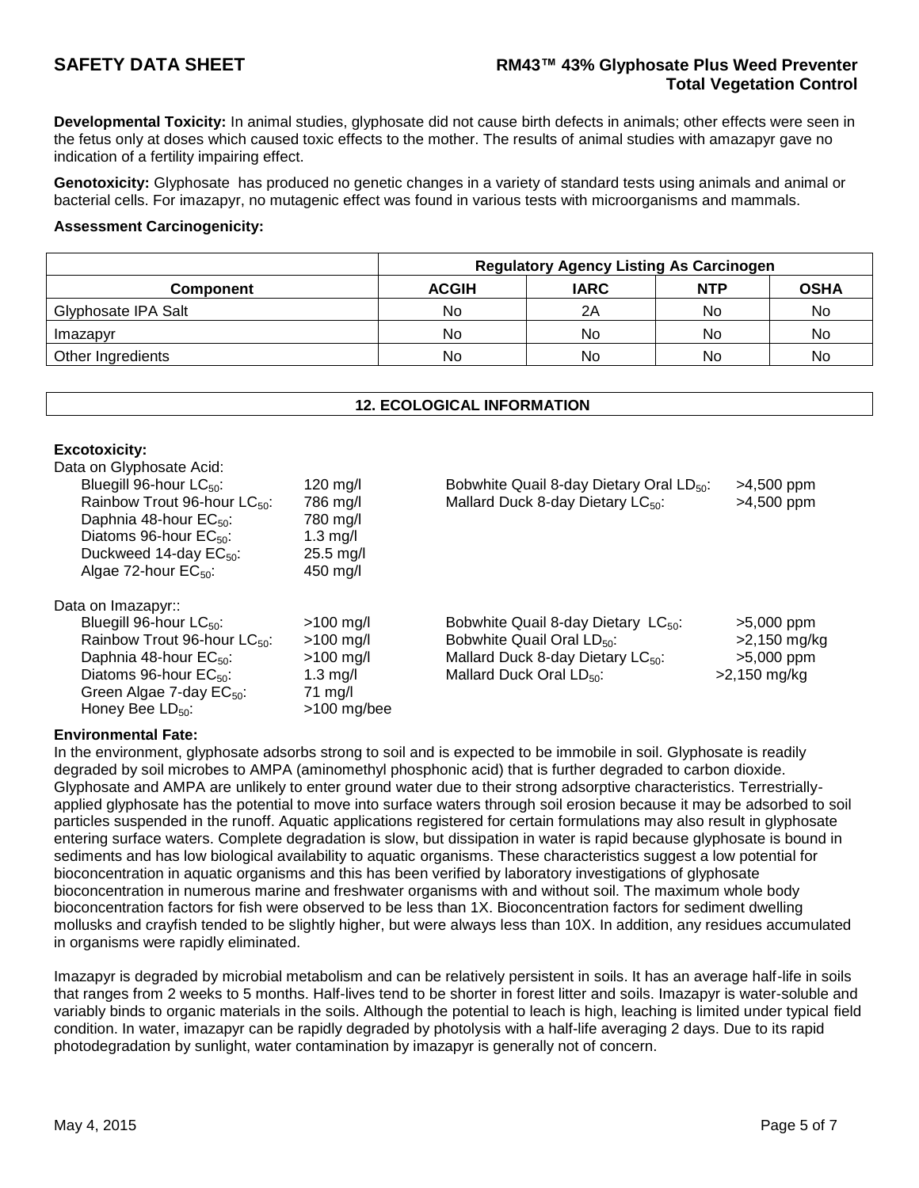**Developmental Toxicity:** In animal studies, glyphosate did not cause birth defects in animals; other effects were seen in the fetus only at doses which caused toxic effects to the mother. The results of animal studies with amazapyr gave no indication of a fertility impairing effect.

**Genotoxicity:** Glyphosate has produced no genetic changes in a variety of standard tests using animals and animal or bacterial cells. For imazapyr, no mutagenic effect was found in various tests with microorganisms and mammals.

**Assessment Carcinogenicity:**

| | Regulatory Agency Listing As Carcinogen | | | |
|---|---|---|---|---|
| **Component** | **ACGIH** | **IARC** | **NTP** | **OSHA** |
| Glyphosate IPA Salt | No | 2A | No | No |
| Imazapyr | No | No | No | No |
| Other Ingredients | No | No | No | No |

## 12. ECOLOGICAL INFORMATION

**Excotoxicity:**

Data on Glyphosate Acid:

| | | | |
|---|---|---|---|
| Bluegill 96-hour $LC_{50}$: | 120 mg/l | Bobwhite Quail 8-day Dietary Oral $LD_{50}$: | >4,500 ppm |
| Rainbow Trout 96-hour $LC_{50}$: | 786 mg/l | Mallard Duck 8-day Dietary $LC_{50}$: | >4,500 ppm |
| Daphnia 48-hour $EC_{50}$: | 780 mg/l | | |
| Diatoms 96-hour $EC_{50}$: | 1.3 mg/l | | |
| Duckweed 14-day $EC_{50}$: | 25.5 mg/l | | |
| Algae 72-hour $EC_{50}$: | 450 mg/l | | |

Data on Imazapyr::

| | | | |
|---|---|---|---|
| Bluegill 96-hour $LC_{50}$: | >100 mg/l | Bobwhite Quail 8-day Dietary $LC_{50}$: | >5,000 ppm |
| Rainbow Trout 96-hour $LC_{50}$: | >100 mg/l | Bobwhite Quail Oral $LD_{50}$: | >2,150 mg/kg |
| Daphnia 48-hour $EC_{50}$: | >100 mg/l | Mallard Duck 8-day Dietary $LC_{50}$: | >5,000 ppm |
| Diatoms 96-hour $EC_{50}$: | 1.3 mg/l | Mallard Duck Oral $LD_{50}$: | >2,150 mg/kg |
| Green Algae 7-day $EC_{50}$: | 71 mg/l | | |
| Honey Bee $LD_{50}$: | >100 mg/bee | | |

**Environmental Fate:**

In the environment, glyphosate adsorbs strong to soil and is expected to be immobile in soil. Glyphosate is readily degraded by soil microbes to AMPA (aminomethyl phosphonic acid) that is further degraded to carbon dioxide. Glyphosate and AMPA are unlikely to enter ground water due to their strong adsorptive characteristics. Terrestrially-applied glyphosate has the potential to move into surface waters through soil erosion because it may be adsorbed to soil particles suspended in the runoff. Aquatic applications registered for certain formulations may also result in glyphosate entering surface waters. Complete degradation is slow, but dissipation in water is rapid because glyphosate is bound in sediments and has low biological availability to aquatic organisms. These characteristics suggest a low potential for bioconcentration in aquatic organisms and this has been verified by laboratory investigations of glyphosate bioconcentration in numerous marine and freshwater organisms with and without soil. The maximum whole body bioconcentration factors for fish were observed to be less than 1X. Bioconcentration factors for sediment dwelling mollusks and crayfish tended to be slightly higher, but were always less than 10X. In addition, any residues accumulated in organisms were rapidly eliminated.

Imazapyr is degraded by microbial metabolism and can be relatively persistent in soils. It has an average half-life in soils that ranges from 2 weeks to 5 months. Half-lives tend to be shorter in forest litter and soils. Imazapyr is water-soluble and variably binds to organic materials in the soils. Although the potential to leach is high, leaching is limited under typical field condition. In water, imazapyr can be rapidly degraded by photolysis with a half-life averaging 2 days. Due to its rapid photodegradation by sunlight, water contamination by imazapyr is generally not of concern.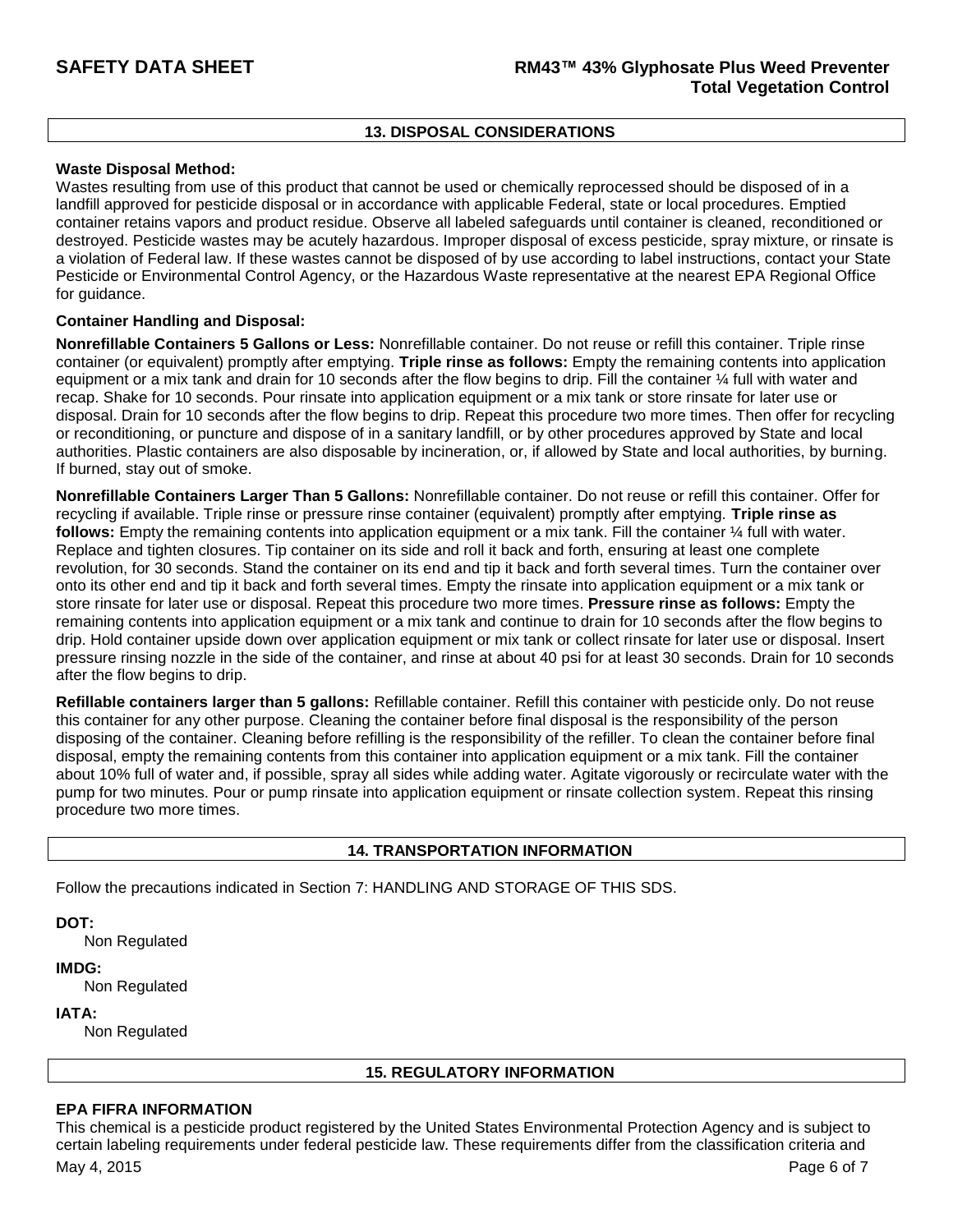## 13. DISPOSAL CONSIDERATIONS

**Waste Disposal Method:**

Wastes resulting from use of this product that cannot be used or chemically reprocessed should be disposed of in a landfill approved for pesticide disposal or in accordance with applicable Federal, state or local procedures. Emptied container retains vapors and product residue. Observe all labeled safeguards until container is cleaned, reconditioned or destroyed. Pesticide wastes may be acutely hazardous. Improper disposal of excess pesticide, spray mixture, or rinsate is a violation of Federal law. If these wastes cannot be disposed of by use according to label instructions, contact your State Pesticide or Environmental Control Agency, or the Hazardous Waste representative at the nearest EPA Regional Office for guidance.

**Container Handling and Disposal:**

**Nonrefillable Containers 5 Gallons or Less:** Nonrefillable container. Do not reuse or refill this container. Triple rinse container (or equivalent) promptly after emptying. **Triple rinse as follows:** Empty the remaining contents into application equipment or a mix tank and drain for 10 seconds after the flow begins to drip. Fill the container ¼ full with water and recap. Shake for 10 seconds. Pour rinsate into application equipment or a mix tank or store rinsate for later use or disposal. Drain for 10 seconds after the flow begins to drip. Repeat this procedure two more times. Then offer for recycling or reconditioning, or puncture and dispose of in a sanitary landfill, or by other procedures approved by State and local authorities. Plastic containers are also disposable by incineration, or, if allowed by State and local authorities, by burning. If burned, stay out of smoke.

**Nonrefillable Containers Larger Than 5 Gallons:** Nonrefillable container. Do not reuse or refill this container. Offer for recycling if available. Triple rinse or pressure rinse container (equivalent) promptly after emptying. **Triple rinse as follows:** Empty the remaining contents into application equipment or a mix tank. Fill the container ¼ full with water. Replace and tighten closures. Tip container on its side and roll it back and forth, ensuring at least one complete revolution, for 30 seconds. Stand the container on its end and tip it back and forth several times. Turn the container over onto its other end and tip it back and forth several times. Empty the rinsate into application equipment or a mix tank or store rinsate for later use or disposal. Repeat this procedure two more times. **Pressure rinse as follows:** Empty the remaining contents into application equipment or a mix tank and continue to drain for 10 seconds after the flow begins to drip. Hold container upside down over application equipment or mix tank or collect rinsate for later use or disposal. Insert pressure rinsing nozzle in the side of the container, and rinse at about 40 psi for at least 30 seconds. Drain for 10 seconds after the flow begins to drip.

**Refillable containers larger than 5 gallons:** Refillable container. Refill this container with pesticide only. Do not reuse this container for any other purpose. Cleaning the container before final disposal is the responsibility of the person disposing of the container. Cleaning before refilling is the responsibility of the refiller. To clean the container before final disposal, empty the remaining contents from this container into application equipment or a mix tank. Fill the container about 10% full of water and, if possible, spray all sides while adding water. Agitate vigorously or recirculate water with the pump for two minutes. Pour or pump rinsate into application equipment or rinsate collection system. Repeat this rinsing procedure two more times.

## 14. TRANSPORTATION INFORMATION

Follow the precautions indicated in Section 7: HANDLING AND STORAGE OF THIS SDS.

**DOT:**
Non Regulated

**IMDG:**
Non Regulated

**IATA:**
Non Regulated

## 15. REGULATORY INFORMATION

**EPA FIFRA INFORMATION**

This chemical is a pesticide product registered by the United States Environmental Protection Agency and is subject to certain labeling requirements under federal pesticide law. These requirements differ from the classification criteria and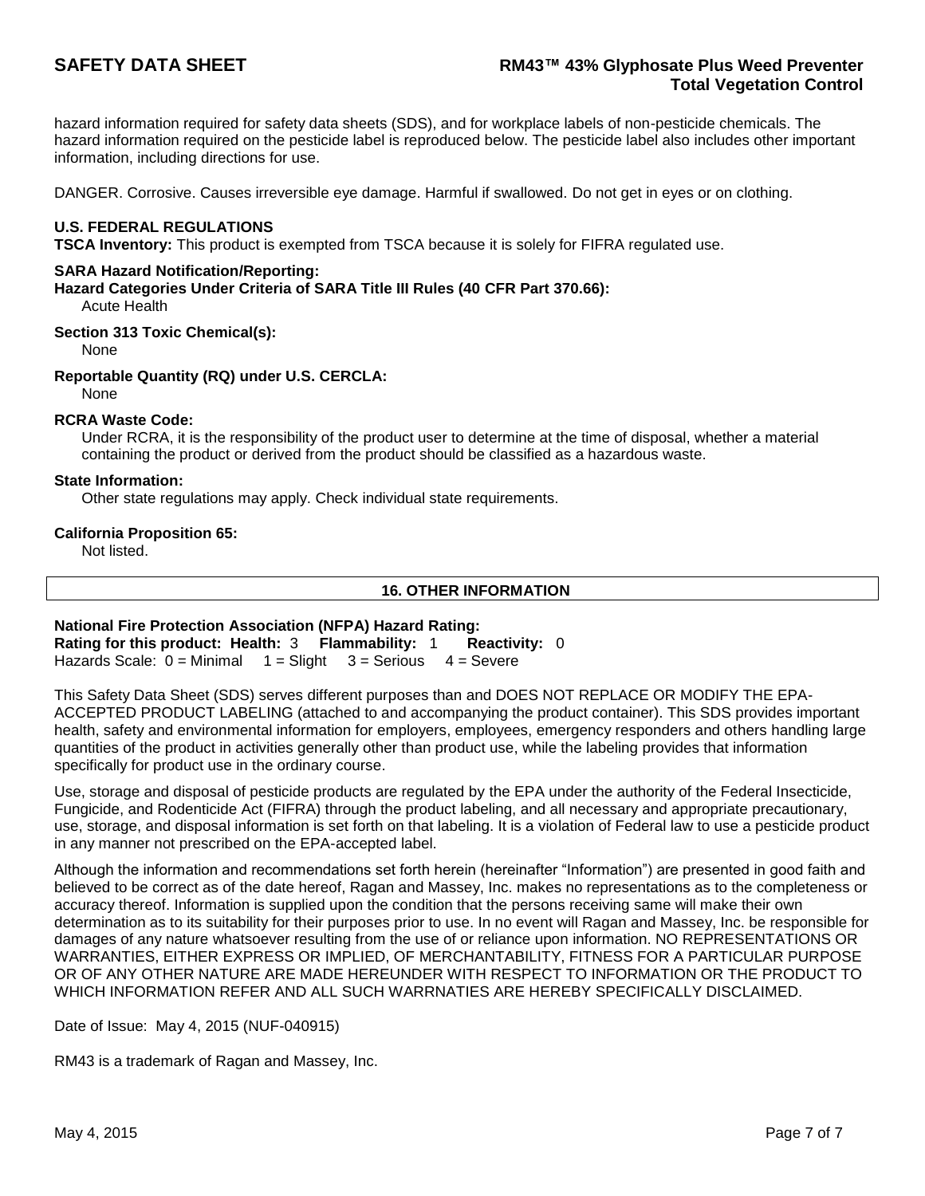hazard information required for safety data sheets (SDS), and for workplace labels of non-pesticide chemicals. The hazard information required on the pesticide label is reproduced below. The pesticide label also includes other important information, including directions for use.

DANGER. Corrosive. Causes irreversible eye damage. Harmful if swallowed. Do not get in eyes or on clothing.

**U.S. FEDERAL REGULATIONS**

**TSCA Inventory:** This product is exempted from TSCA because it is solely for FIFRA regulated use.

**SARA Hazard Notification/Reporting:**

**Hazard Categories Under Criteria of SARA Title III Rules (40 CFR Part 370.66):**

Acute Health

**Section 313 Toxic Chemical(s):**

None

**Reportable Quantity (RQ) under U.S. CERCLA:**

None

**RCRA Waste Code:**

Under RCRA, it is the responsibility of the product user to determine at the time of disposal, whether a material containing the product or derived from the product should be classified as a hazardous waste.

**State Information:**

Other state regulations may apply. Check individual state requirements.

**California Proposition 65:**

Not listed.

## 16. OTHER INFORMATION

**National Fire Protection Association (NFPA) Hazard Rating:**

**Rating for this product: Health:** 3 **Flammability:** 1 **Reactivity:** 0

Hazards Scale: 0 = Minimal 1 = Slight 3 = Serious 4 = Severe

This Safety Data Sheet (SDS) serves different purposes than and DOES NOT REPLACE OR MODIFY THE EPA-ACCEPTED PRODUCT LABELING (attached to and accompanying the product container). This SDS provides important health, safety and environmental information for employers, employees, emergency responders and others handling large quantities of the product in activities generally other than product use, while the labeling provides that information specifically for product use in the ordinary course.

Use, storage and disposal of pesticide products are regulated by the EPA under the authority of the Federal Insecticide, Fungicide, and Rodenticide Act (FIFRA) through the product labeling, and all necessary and appropriate precautionary, use, storage, and disposal information is set forth on that labeling. It is a violation of Federal law to use a pesticide product in any manner not prescribed on the EPA-accepted label.

Although the information and recommendations set forth herein (hereinafter "Information") are presented in good faith and believed to be correct as of the date hereof, Ragan and Massey, Inc. makes no representations as to the completeness or accuracy thereof. Information is supplied upon the condition that the persons receiving same will make their own determination as to its suitability for their purposes prior to use. In no event will Ragan and Massey, Inc. be responsible for damages of any nature whatsoever resulting from the use of or reliance upon information. NO REPRESENTATIONS OR WARRANTIES, EITHER EXPRESS OR IMPLIED, OF MERCHANTABILITY, FITNESS FOR A PARTICULAR PURPOSE OR OF ANY OTHER NATURE ARE MADE HEREUNDER WITH RESPECT TO INFORMATION OR THE PRODUCT TO WHICH INFORMATION REFER AND ALL SUCH WARRNATIES ARE HEREBY SPECIFICALLY DISCLAIMED.

Date of Issue: May 4, 2015 (NUF-040915)

RM43 is a trademark of Ragan and Massey, Inc.